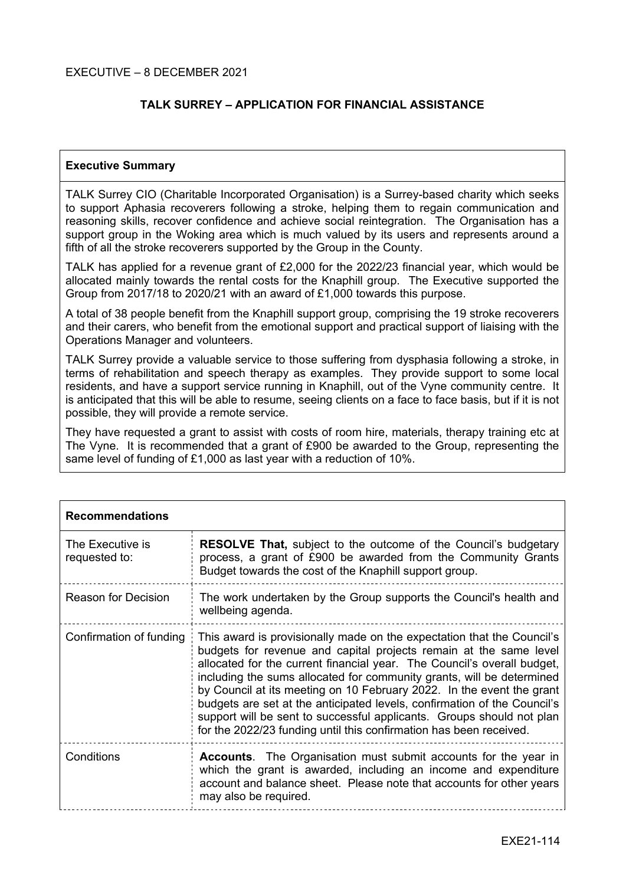EXECUTIVE – 8 DECEMBER 2021

# TALK SURREY – APPLICATION FOR FINANCIAL ASSISTANCE

## Executive Summary

TALK Surrey CIO (Charitable Incorporated Organisation) is a Surrey-based charity which seeks to support Aphasia recoverers following a stroke, helping them to regain communication and reasoning skills, recover confidence and achieve social reintegration. The Organisation has a support group in the Woking area which is much valued by its users and represents around a fifth of all the stroke recoverers supported by the Group in the County.

TALK has applied for a revenue grant of £2,000 for the 2022/23 financial year, which would be allocated mainly towards the rental costs for the Knaphill group. The Executive supported the Group from 2017/18 to 2020/21 with an award of £1,000 towards this purpose.

A total of 38 people benefit from the Knaphill support group, comprising the 19 stroke recoverers and their carers, who benefit from the emotional support and practical support of liaising with the Operations Manager and volunteers.

TALK Surrey provide a valuable service to those suffering from dysphasia following a stroke, in terms of rehabilitation and speech therapy as examples. They provide support to some local residents, and have a support service running in Knaphill, out of the Vyne community centre. It is anticipated that this will be able to resume, seeing clients on a face to face basis, but if it is not possible, they will provide a remote service.

They have requested a grant to assist with costs of room hire, materials, therapy training etc at The Vyne. It is recommended that a grant of £900 be awarded to the Group, representing the same level of funding of £1,000 as last year with a reduction of 10%.

## Recommendations

| | |
|---|---|
| The Executive is requested to: | **RESOLVE That,** subject to the outcome of the Council's budgetary process, a grant of £900 be awarded from the Community Grants Budget towards the cost of the Knaphill support group. |
| Reason for Decision | The work undertaken by the Group supports the Council's health and wellbeing agenda. |
| Confirmation of funding | This award is provisionally made on the expectation that the Council's budgets for revenue and capital projects remain at the same level allocated for the current financial year. The Council's overall budget, including the sums allocated for community grants, will be determined by Council at its meeting on 10 February 2022. In the event the grant budgets are set at the anticipated levels, confirmation of the Council's support will be sent to successful applicants. Groups should not plan for the 2022/23 funding until this confirmation has been received. |
| Conditions | **Accounts**. The Organisation must submit accounts for the year in which the grant is awarded, including an income and expenditure account and balance sheet. Please note that accounts for other years may also be required. |

EXE21-114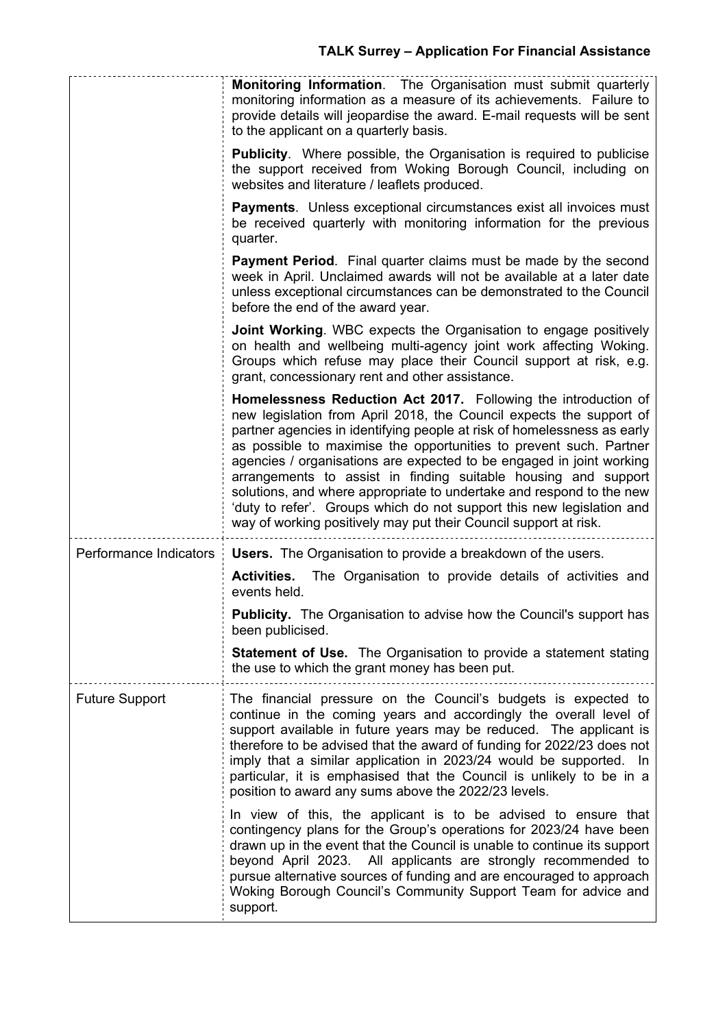| | |
|---|---|
| | **Monitoring Information**. The Organisation must submit quarterly monitoring information as a measure of its achievements. Failure to provide details will jeopardise the award. E-mail requests will be sent to the applicant on a quarterly basis.<br><br>**Publicity**. Where possible, the Organisation is required to publicise the support received from Woking Borough Council, including on websites and literature / leaflets produced.<br><br>**Payments**. Unless exceptional circumstances exist all invoices must be received quarterly with monitoring information for the previous quarter.<br><br>**Payment Period**. Final quarter claims must be made by the second week in April. Unclaimed awards will not be available at a later date unless exceptional circumstances can be demonstrated to the Council before the end of the award year.<br><br>**Joint Working**. WBC expects the Organisation to engage positively on health and wellbeing multi-agency joint work affecting Woking. Groups which refuse may place their Council support at risk, e.g. grant, concessionary rent and other assistance.<br><br>**Homelessness Reduction Act 2017.** Following the introduction of new legislation from April 2018, the Council expects the support of partner agencies in identifying people at risk of homelessness as early as possible to maximise the opportunities to prevent such. Partner agencies / organisations are expected to be engaged in joint working arrangements to assist in finding suitable housing and support solutions, and where appropriate to undertake and respond to the new 'duty to refer'. Groups which do not support this new legislation and way of working positively may put their Council support at risk. |
| Performance Indicators | **Users.** The Organisation to provide a breakdown of the users.<br><br>**Activities.** The Organisation to provide details of activities and events held.<br><br>**Publicity.** The Organisation to advise how the Council's support has been publicised.<br><br>**Statement of Use.** The Organisation to provide a statement stating the use to which the grant money has been put. |
| Future Support | The financial pressure on the Council's budgets is expected to continue in the coming years and accordingly the overall level of support available in future years may be reduced. The applicant is therefore to be advised that the award of funding for 2022/23 does not imply that a similar application in 2023/24 would be supported. In particular, it is emphasised that the Council is unlikely to be in a position to award any sums above the 2022/23 levels.<br><br>In view of this, the applicant is to be advised to ensure that contingency plans for the Group's operations for 2023/24 have been drawn up in the event that the Council is unable to continue its support beyond April 2023. All applicants are strongly recommended to pursue alternative sources of funding and are encouraged to approach Woking Borough Council's Community Support Team for advice and support. |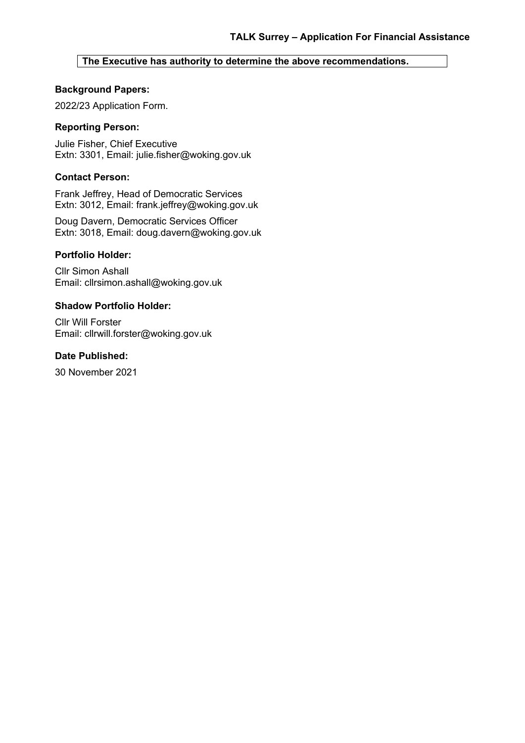**The Executive has authority to determine the above recommendations.**

**Background Papers:**

2022/23 Application Form.

**Reporting Person:**

Julie Fisher, Chief Executive
Extn: 3301, Email: julie.fisher@woking.gov.uk

**Contact Person:**

Frank Jeffrey, Head of Democratic Services
Extn: 3012, Email: frank.jeffrey@woking.gov.uk

Doug Davern, Democratic Services Officer
Extn: 3018, Email: doug.davern@woking.gov.uk

**Portfolio Holder:**

Cllr Simon Ashall
Email: cllrsimon.ashall@woking.gov.uk

**Shadow Portfolio Holder:**

Cllr Will Forster
Email: cllrwill.forster@woking.gov.uk

**Date Published:**

30 November 2021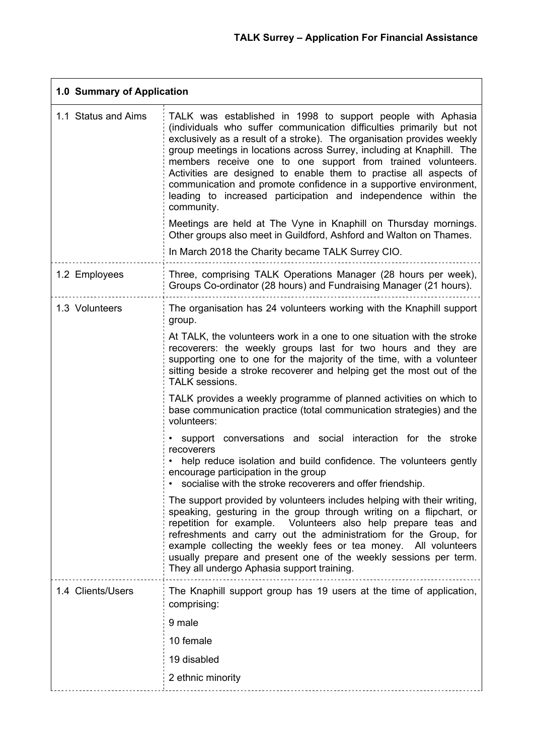## TALK Surrey – Application For Financial Assistance

| 1.0 Summary of Application | |
|---|---|
| 1.1 Status and Aims | TALK was established in 1998 to support people with Aphasia (individuals who suffer communication difficulties primarily but not exclusively as a result of a stroke). The organisation provides weekly group meetings in locations across Surrey, including at Knaphill. The members receive one to one support from trained volunteers. Activities are designed to enable them to practise all aspects of communication and promote confidence in a supportive environment, leading to increased participation and independence within the community.<br><br>Meetings are held at The Vyne in Knaphill on Thursday mornings. Other groups also meet in Guildford, Ashford and Walton on Thames.<br><br>In March 2018 the Charity became TALK Surrey CIO. |
| 1.2 Employees | Three, comprising TALK Operations Manager (28 hours per week), Groups Co-ordinator (28 hours) and Fundraising Manager (21 hours). |
| 1.3 Volunteers | The organisation has 24 volunteers working with the Knaphill support group.<br><br>At TALK, the volunteers work in a one to one situation with the stroke recoverers: the weekly groups last for two hours and they are supporting one to one for the majority of the time, with a volunteer sitting beside a stroke recoverer and helping get the most out of the TALK sessions.<br><br>TALK provides a weekly programme of planned activities on which to base communication practice (total communication strategies) and the volunteers:<br><br>• support conversations and social interaction for the stroke recoverers<br>• help reduce isolation and build confidence. The volunteers gently encourage participation in the group<br>• socialise with the stroke recoverers and offer friendship.<br><br>The support provided by volunteers includes helping with their writing, speaking, gesturing in the group through writing on a flipchart, or repetition for example. Volunteers also help prepare teas and refreshments and carry out the administratiom for the Group, for example collecting the weekly fees or tea money. All volunteers usually prepare and present one of the weekly sessions per term. They all undergo Aphasia support training. |
| 1.4 Clients/Users | The Knaphill support group has 19 users at the time of application, comprising:<br><br>9 male<br><br>10 female<br><br>19 disabled<br><br>2 ethnic minority |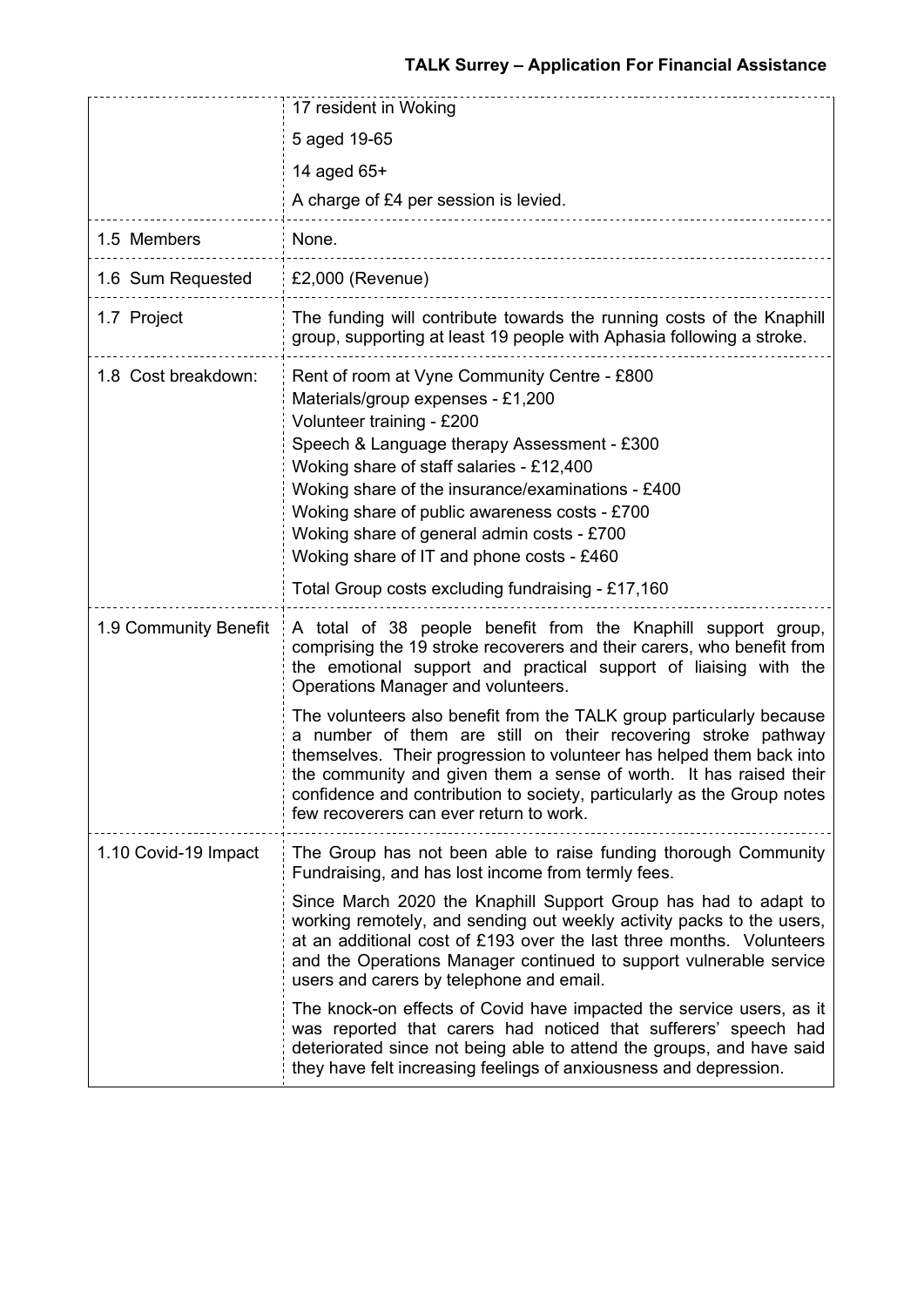| | |
|---|---|
| | 17 resident in Woking<br>5 aged 19-65<br>14 aged 65+<br>A charge of £4 per session is levied. |
| 1.5 Members | None. |
| 1.6 Sum Requested | £2,000 (Revenue) |
| 1.7 Project | The funding will contribute towards the running costs of the Knaphill group, supporting at least 19 people with Aphasia following a stroke. |
| 1.8 Cost breakdown: | Rent of room at Vyne Community Centre - £800<br>Materials/group expenses - £1,200<br>Volunteer training - £200<br>Speech & Language therapy Assessment - £300<br>Woking share of staff salaries - £12,400<br>Woking share of the insurance/examinations - £400<br>Woking share of public awareness costs - £700<br>Woking share of general admin costs - £700<br>Woking share of IT and phone costs - £460<br>Total Group costs excluding fundraising - £17,160 |
| 1.9 Community Benefit | A total of 38 people benefit from the Knaphill support group, comprising the 19 stroke recoverers and their carers, who benefit from the emotional support and practical support of liaising with the Operations Manager and volunteers.<br>The volunteers also benefit from the TALK group particularly because a number of them are still on their recovering stroke pathway themselves. Their progression to volunteer has helped them back into the community and given them a sense of worth. It has raised their confidence and contribution to society, particularly as the Group notes few recoverers can ever return to work. |
| 1.10 Covid-19 Impact | The Group has not been able to raise funding thorough Community Fundraising, and has lost income from termly fees.<br>Since March 2020 the Knaphill Support Group has had to adapt to working remotely, and sending out weekly activity packs to the users, at an additional cost of £193 over the last three months. Volunteers and the Operations Manager continued to support vulnerable service users and carers by telephone and email.<br>The knock-on effects of Covid have impacted the service users, as it was reported that carers had noticed that sufferers' speech had deteriorated since not being able to attend the groups, and have said they have felt increasing feelings of anxiousness and depression. |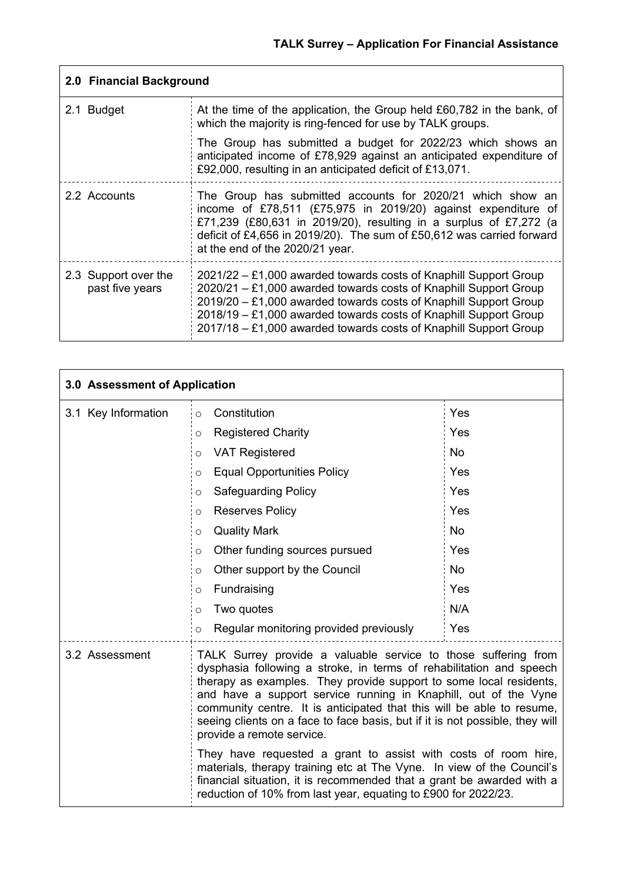## 2.0 Financial Background

| | |
|---|---|
| 2.1 Budget | At the time of the application, the Group held £60,782 in the bank, of which the majority is ring-fenced for use by TALK groups.<br><br>The Group has submitted a budget for 2022/23 which shows an anticipated income of £78,929 against an anticipated expenditure of £92,000, resulting in an anticipated deficit of £13,071. |
| 2.2 Accounts | The Group has submitted accounts for 2020/21 which show an income of £78,511 (£75,975 in 2019/20) against expenditure of £71,239 (£80,631 in 2019/20), resulting in a surplus of £7,272 (a deficit of £4,656 in 2019/20). The sum of £50,612 was carried forward at the end of the 2020/21 year. |
| 2.3 Support over the past five years | 2021/22 – £1,000 awarded towards costs of Knaphill Support Group<br>2020/21 – £1,000 awarded towards costs of Knaphill Support Group<br>2019/20 – £1,000 awarded towards costs of Knaphill Support Group<br>2018/19 – £1,000 awarded towards costs of Knaphill Support Group<br>2017/18 – £1,000 awarded towards costs of Knaphill Support Group |

## 3.0 Assessment of Application

### 3.1 Key Information

| | |
|---|---|
| Constitution | Yes |
| Registered Charity | Yes |
| VAT Registered | No |
| Equal Opportunities Policy | Yes |
| Safeguarding Policy | Yes |
| Reserves Policy | Yes |
| Quality Mark | No |
| Other funding sources pursued | Yes |
| Other support by the Council | No |
| Fundraising | Yes |
| Two quotes | N/A |
| Regular monitoring provided previously | Yes |

### 3.2 Assessment

TALK Surrey provide a valuable service to those suffering from dysphasia following a stroke, in terms of rehabilitation and speech therapy as examples. They provide support to some local residents, and have a support service running in Knaphill, out of the Vyne community centre. It is anticipated that this will be able to resume, seeing clients on a face to face basis, but if it is not possible, they will provide a remote service.

They have requested a grant to assist with costs of room hire, materials, therapy training etc at The Vyne. In view of the Council's financial situation, it is recommended that a grant be awarded with a reduction of 10% from last year, equating to £900 for 2022/23.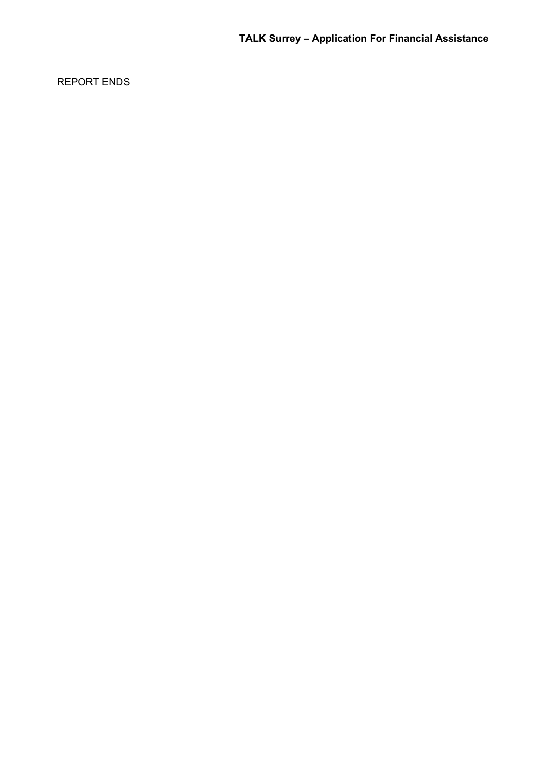REPORT ENDS